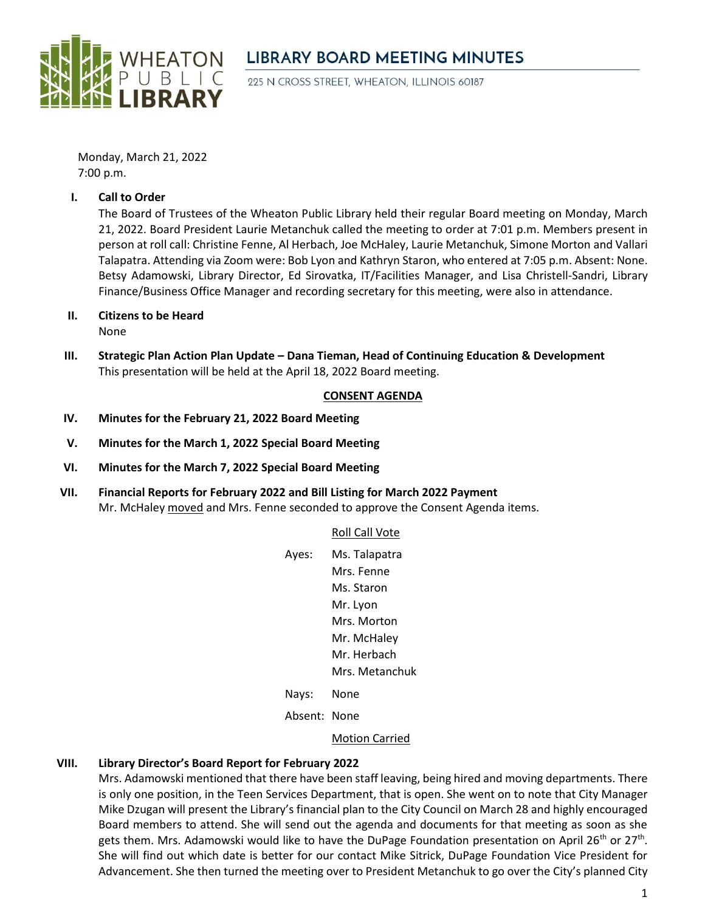# WHEATON PUBLIC LIBRARY

## LIBRARY BOARD MEETING MINUTES

225 N CROSS STREET, WHEATON, ILLINOIS 60187

Monday, March 21, 2022
7:00 p.m.

**I. Call to Order**

The Board of Trustees of the Wheaton Public Library held their regular Board meeting on Monday, March 21, 2022. Board President Laurie Metanchuk called the meeting to order at 7:01 p.m. Members present in person at roll call: Christine Fenne, Al Herbach, Joe McHaley, Laurie Metanchuk, Simone Morton and Vallari Talapatra. Attending via Zoom were: Bob Lyon and Kathryn Staron, who entered at 7:05 p.m. Absent: None. Betsy Adamowski, Library Director, Ed Sirovatka, IT/Facilities Manager, and Lisa Christell-Sandri, Library Finance/Business Office Manager and recording secretary for this meeting, were also in attendance.

**II. Citizens to be Heard**

None

**III. Strategic Plan Action Plan Update – Dana Tieman, Head of Continuing Education & Development**

This presentation will be held at the April 18, 2022 Board meeting.

**CONSENT AGENDA**

**IV. Minutes for the February 21, 2022 Board Meeting**

**V. Minutes for the March 1, 2022 Special Board Meeting**

**VI. Minutes for the March 7, 2022 Special Board Meeting**

**VII. Financial Reports for February 2022 and Bill Listing for March 2022 Payment**

Mr. McHaley moved and Mrs. Fenne seconded to approve the Consent Agenda items.

Roll Call Vote

Ayes: Ms. Talapatra
Mrs. Fenne
Ms. Staron
Mr. Lyon
Mrs. Morton
Mr. McHaley
Mr. Herbach
Mrs. Metanchuk

Nays: None

Absent: None

Motion Carried

**VIII. Library Director's Board Report for February 2022**

Mrs. Adamowski mentioned that there have been staff leaving, being hired and moving departments. There is only one position, in the Teen Services Department, that is open. She went on to note that City Manager Mike Dzugan will present the Library's financial plan to the City Council on March 28 and highly encouraged Board members to attend. She will send out the agenda and documents for that meeting as soon as she gets them. Mrs. Adamowski would like to have the DuPage Foundation presentation on April 26th or 27th. She will find out which date is better for our contact Mike Sitrick, DuPage Foundation Vice President for Advancement. She then turned the meeting over to President Metanchuk to go over the City's planned City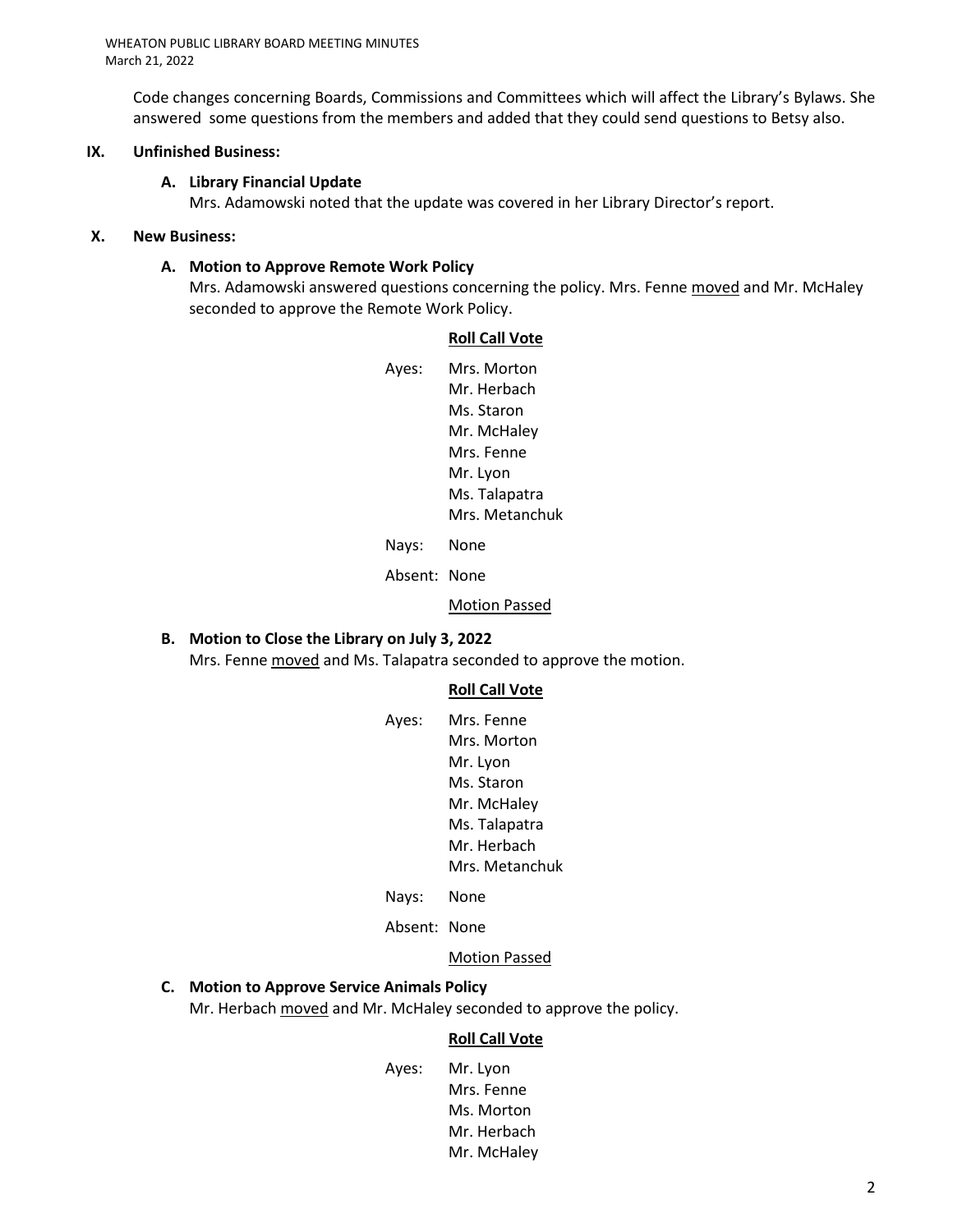Code changes concerning Boards, Commissions and Committees which will affect the Library's Bylaws. She answered some questions from the members and added that they could send questions to Betsy also.

## IX. Unfinished Business:

### A. Library Financial Update

Mrs. Adamowski noted that the update was covered in her Library Director's report.

## X. New Business:

### A. Motion to Approve Remote Work Policy

Mrs. Adamowski answered questions concerning the policy. Mrs. Fenne moved and Mr. McHaley seconded to approve the Remote Work Policy.

**Roll Call Vote**

Ayes: Mrs. Morton
Mr. Herbach
Ms. Staron
Mr. McHaley
Mrs. Fenne
Mr. Lyon
Ms. Talapatra
Mrs. Metanchuk

Nays: None

Absent: None

Motion Passed

### B. Motion to Close the Library on July 3, 2022

Mrs. Fenne moved and Ms. Talapatra seconded to approve the motion.

**Roll Call Vote**

Ayes: Mrs. Fenne
Mrs. Morton
Mr. Lyon
Ms. Staron
Mr. McHaley
Ms. Talapatra
Mr. Herbach
Mrs. Metanchuk

Nays: None

Absent: None

Motion Passed

### C. Motion to Approve Service Animals Policy

Mr. Herbach moved and Mr. McHaley seconded to approve the policy.

**Roll Call Vote**

Ayes: Mr. Lyon
Mrs. Fenne
Ms. Morton
Mr. Herbach
Mr. McHaley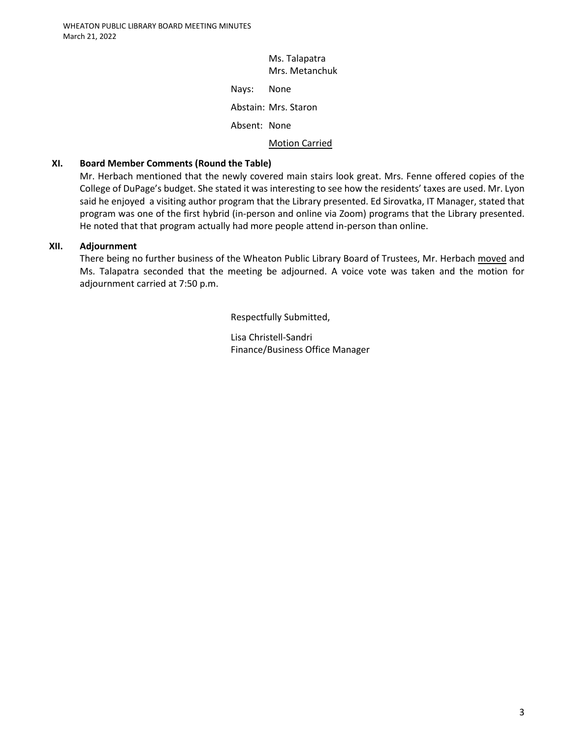Ms. Talapatra
Mrs. Metanchuk

Nays: None

Abstain: Mrs. Staron

Absent: None

<u>Motion Carried</u>

## XI. Board Member Comments (Round the Table)

Mr. Herbach mentioned that the newly covered main stairs look great. Mrs. Fenne offered copies of the College of DuPage's budget. She stated it was interesting to see how the residents' taxes are used. Mr. Lyon said he enjoyed a visiting author program that the Library presented. Ed Sirovatka, IT Manager, stated that program was one of the first hybrid (in-person and online via Zoom) programs that the Library presented. He noted that that program actually had more people attend in-person than online.

## XII. Adjournment

There being no further business of the Wheaton Public Library Board of Trustees, Mr. Herbach <u>moved</u> and Ms. Talapatra seconded that the meeting be adjourned. A voice vote was taken and the motion for adjournment carried at 7:50 p.m.

Respectfully Submitted,

Lisa Christell-Sandri
Finance/Business Office Manager